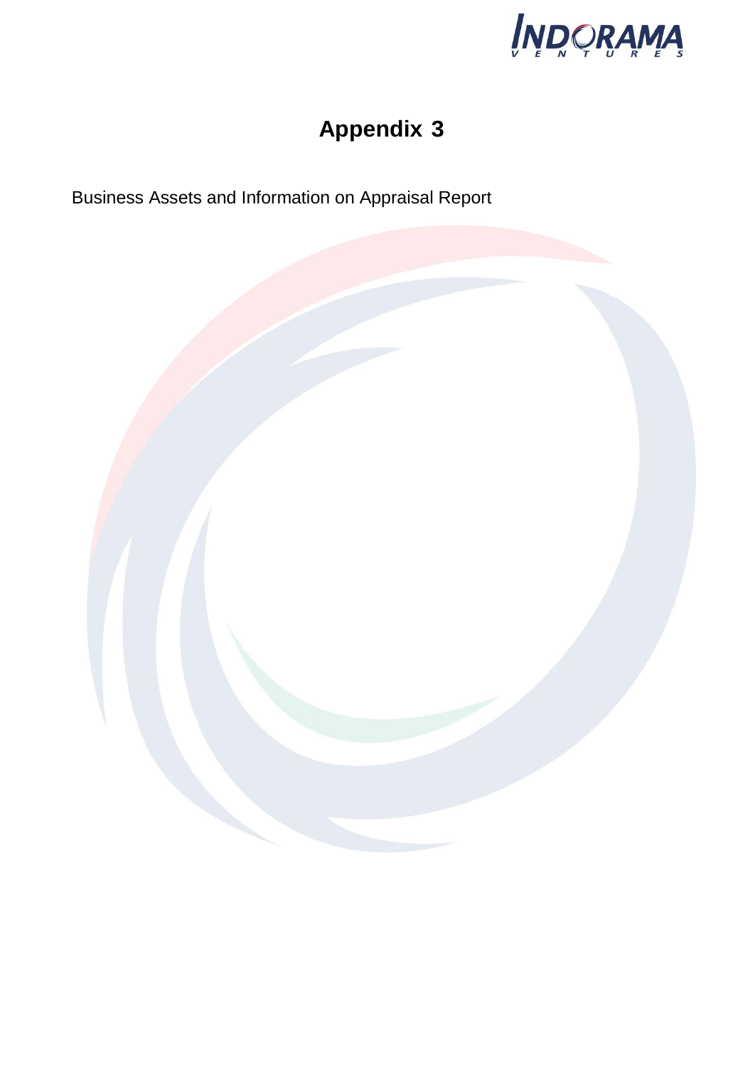# Appendix 3

Business Assets and Information on Appraisal Report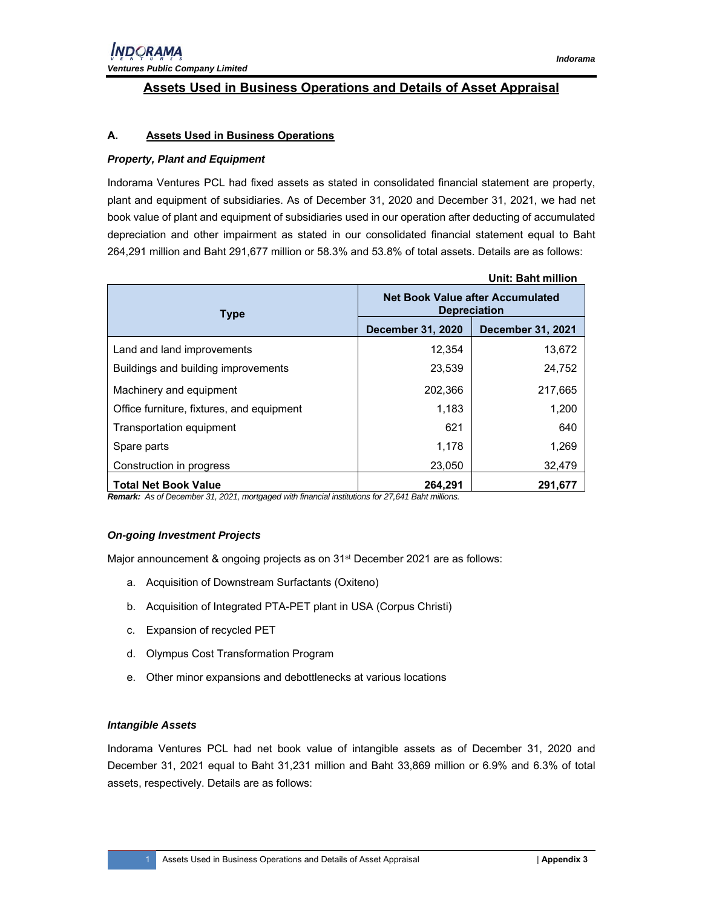# Assets Used in Business Operations and Details of Asset Appraisal

## A. Assets Used in Business Operations

### *Property, Plant and Equipment*

Indorama Ventures PCL had fixed assets as stated in consolidated financial statement are property, plant and equipment of subsidiaries. As of December 31, 2020 and December 31, 2021, we had net book value of plant and equipment of subsidiaries used in our operation after deducting of accumulated depreciation and other impairment as stated in our consolidated financial statement equal to Baht 264,291 million and Baht 291,677 million or 58.3% and 53.8% of total assets. Details are as follows:

**Unit: Baht million**

| Type | Net Book Value after Accumulated Depreciation | |
|---|---|---|
| | December 31, 2020 | December 31, 2021 |
| Land and land improvements | 12,354 | 13,672 |
| Buildings and building improvements | 23,539 | 24,752 |
| Machinery and equipment | 202,366 | 217,665 |
| Office furniture, fixtures, and equipment | 1,183 | 1,200 |
| Transportation equipment | 621 | 640 |
| Spare parts | 1,178 | 1,269 |
| Construction in progress | 23,050 | 32,479 |
| **Total Net Book Value** | **264,291** | **291,677** |

***Remark:*** *As of December 31, 2021, mortgaged with financial institutions for 27,641 Baht millions.*

### *On-going Investment Projects*

Major announcement & ongoing projects as on 31st December 2021 are as follows:

a. Acquisition of Downstream Surfactants (Oxiteno)

b. Acquisition of Integrated PTA-PET plant in USA (Corpus Christi)

c. Expansion of recycled PET

d. Olympus Cost Transformation Program

e. Other minor expansions and debottlenecks at various locations

### *Intangible Assets*

Indorama Ventures PCL had net book value of intangible assets as of December 31, 2020 and December 31, 2021 equal to Baht 31,231 million and Baht 33,869 million or 6.9% and 6.3% of total assets, respectively. Details are as follows: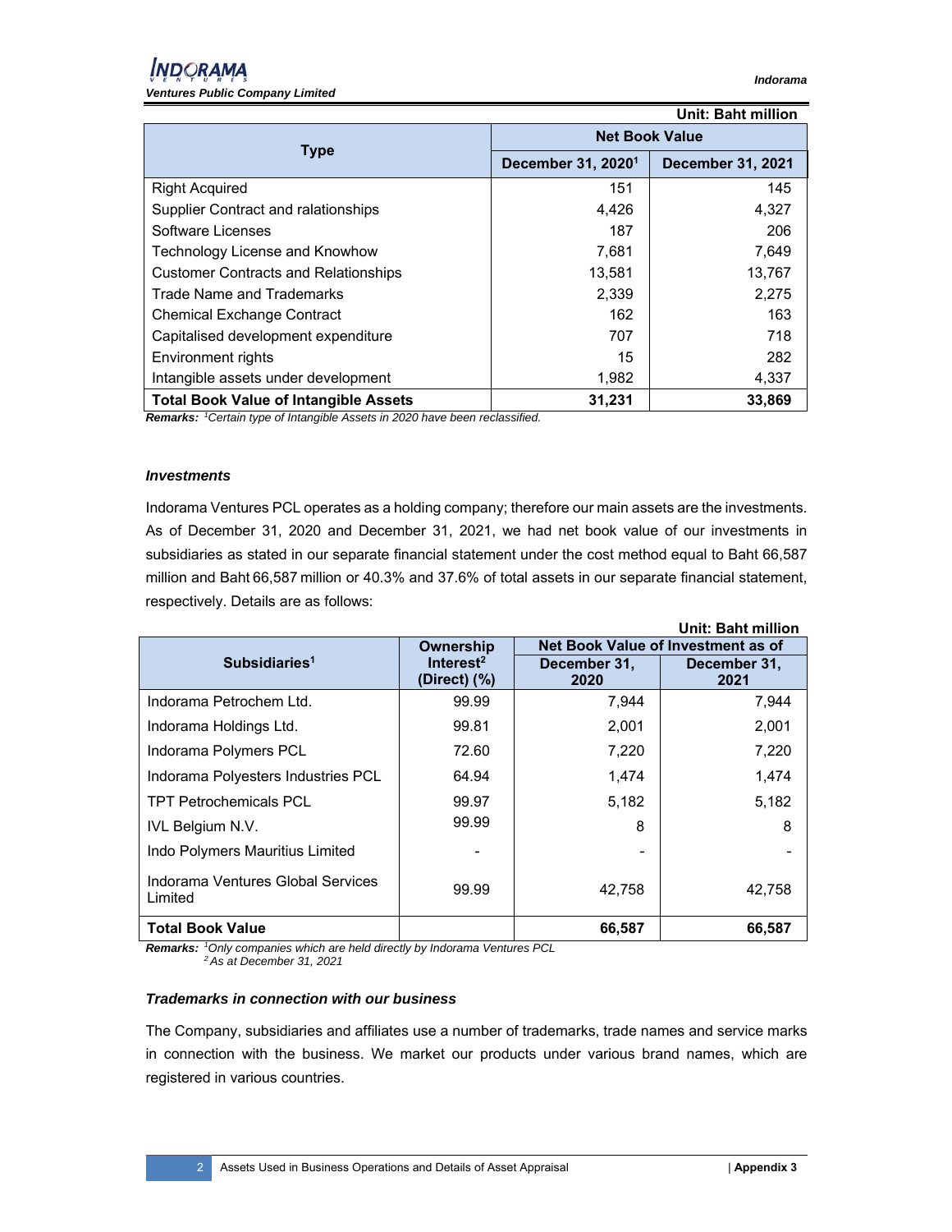Unit: Baht million

| Type | Net Book Value | |
|---|---|---|
| | December 31, 2020[1] | December 31, 2021 |
| Right Acquired | 151 | 145 |
| Supplier Contract and ralationships | 4,426 | 4,327 |
| Software Licenses | 187 | 206 |
| Technology License and Knowhow | 7,681 | 7,649 |
| Customer Contracts and Relationships | 13,581 | 13,767 |
| Trade Name and Trademarks | 2,339 | 2,275 |
| Chemical Exchange Contract | 162 | 163 |
| Capitalised development expenditure | 707 | 718 |
| Environment rights | 15 | 282 |
| Intangible assets under development | 1,982 | 4,337 |
| **Total Book Value of Intangible Assets** | **31,231** | **33,869** |

***Remarks:*** *[1]Certain type of Intangible Assets in 2020 have been reclassified.*

### *Investments*

Indorama Ventures PCL operates as a holding company; therefore our main assets are the investments. As of December 31, 2020 and December 31, 2021, we had net book value of our investments in subsidiaries as stated in our separate financial statement under the cost method equal to Baht 66,587 million and Baht 66,587 million or 40.3% and 37.6% of total assets in our separate financial statement, respectively. Details are as follows:

Unit: Baht million

| Subsidiaries[1] | Ownership Interest[2] (Direct) (%) | Net Book Value of Investment as of | |
|---|---|---|---|
| | | December 31, 2020 | December 31, 2021 |
| Indorama Petrochem Ltd. | 99.99 | 7,944 | 7,944 |
| Indorama Holdings Ltd. | 99.81 | 2,001 | 2,001 |
| Indorama Polymers PCL | 72.60 | 7,220 | 7,220 |
| Indorama Polyesters Industries PCL | 64.94 | 1,474 | 1,474 |
| TPT Petrochemicals PCL | 99.97 | 5,182 | 5,182 |
| IVL Belgium N.V. | 99.99 | 8 | 8 |
| Indo Polymers Mauritius Limited | - | - | - |
| Indorama Ventures Global Services Limited | 99.99 | 42,758 | 42,758 |
| **Total Book Value** | | **66,587** | **66,587** |

***Remarks:*** *[1]Only companies which are held directly by Indorama Ventures PCL*
*[2]As at December 31, 2021*

### *Trademarks in connection with our business*

The Company, subsidiaries and affiliates use a number of trademarks, trade names and service marks in connection with the business. We market our products under various brand names, which are registered in various countries.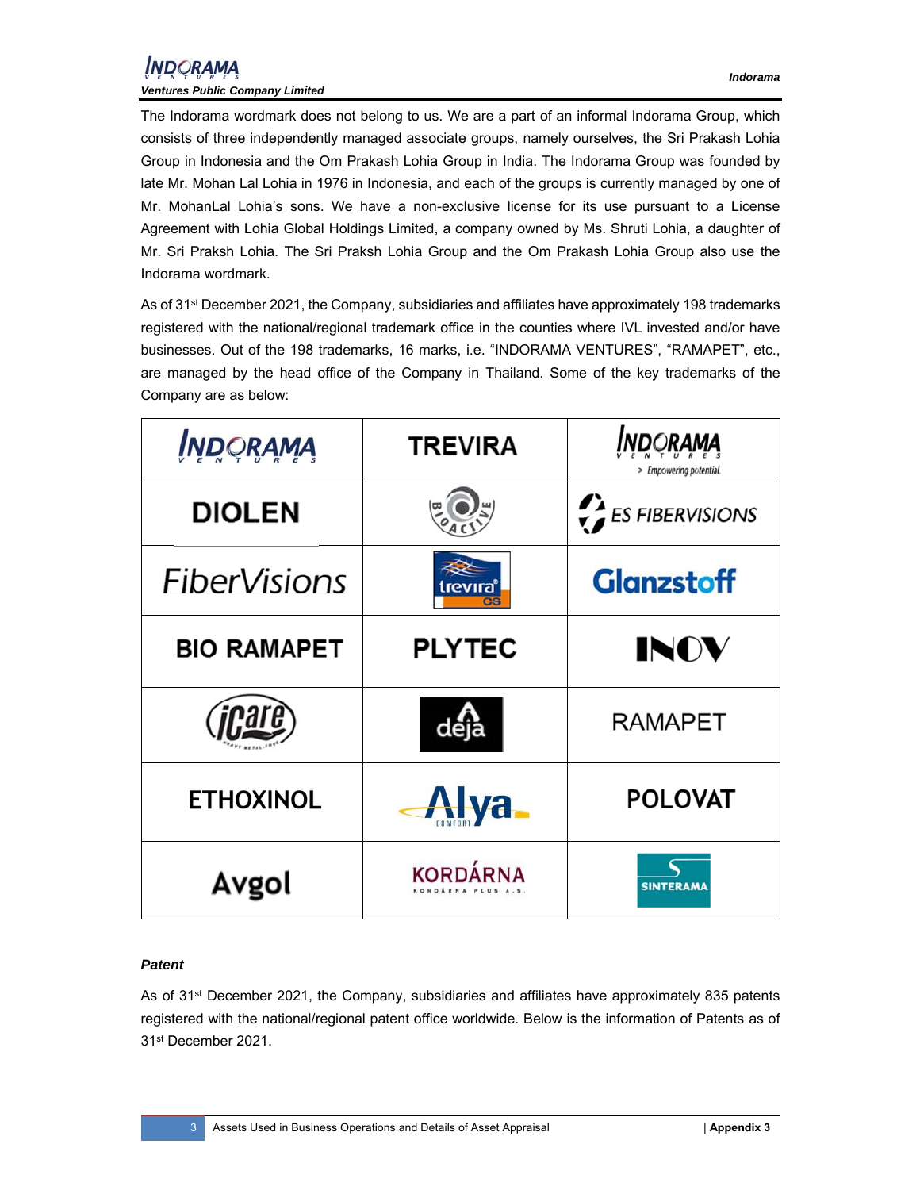The Indorama wordmark does not belong to us. We are a part of an informal Indorama Group, which consists of three independently managed associate groups, namely ourselves, the Sri Prakash Lohia Group in Indonesia and the Om Prakash Lohia Group in India. The Indorama Group was founded by late Mr. Mohan Lal Lohia in 1976 in Indonesia, and each of the groups is currently managed by one of Mr. MohanLal Lohia's sons. We have a non-exclusive license for its use pursuant to a License Agreement with Lohia Global Holdings Limited, a company owned by Ms. Shruti Lohia, a daughter of Mr. Sri Praksh Lohia. The Sri Praksh Lohia Group and the Om Prakash Lohia Group also use the Indorama wordmark.

As of 31st December 2021, the Company, subsidiaries and affiliates have approximately 198 trademarks registered with the national/regional trademark office in the counties where IVL invested and/or have businesses. Out of the 198 trademarks, 16 marks, i.e. "INDORAMA VENTURES", "RAMAPET", etc., are managed by the head office of the Company in Thailand. Some of the key trademarks of the Company are as below:

| | | |
|---|---|---|
| INDORAMA VENTURES | TREVIRA | INDORAMA VENTURES > Empowering potential. |
| DIOLEN | BIOACTIVE | ES FIBERVISIONS |
| FiberVisions | trevira CS | Glanzstoff |
| BIO RAMAPET | PLYTEC | INOV |
| iCare HEAVY METAL-FREE | deja | RAMAPET |
| ETHOXINOL | Alya COMFORT | POLOVAT |
| Avgol | KORDÁRNA KORDÁRNA PLUS A.S. | SINTERAMA |

### *Patent*

As of 31st December 2021, the Company, subsidiaries and affiliates have approximately 835 patents registered with the national/regional patent office worldwide. Below is the information of Patents as of 31st December 2021.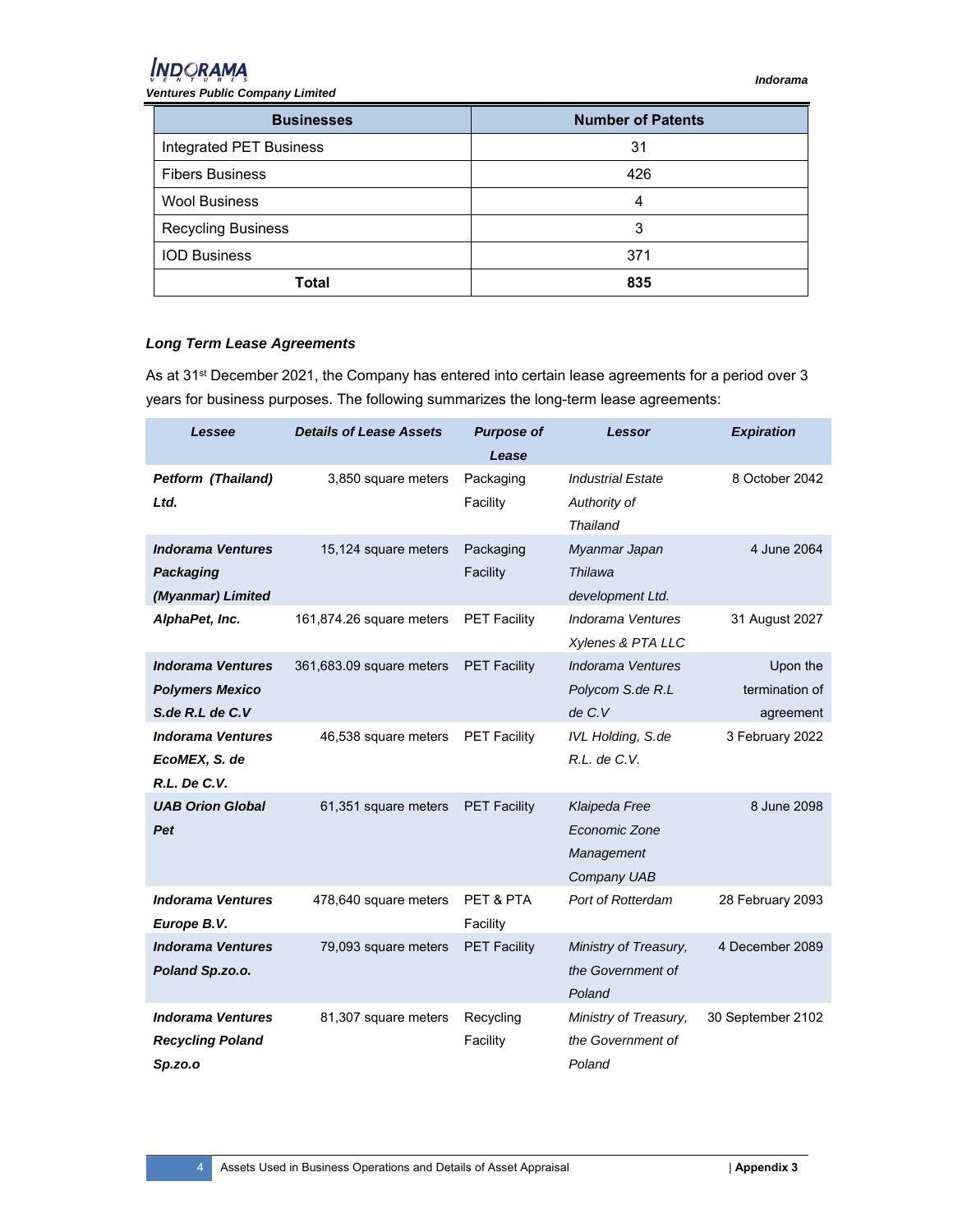| Businesses | Number of Patents |
|---|---|
| Integrated PET Business | 31 |
| Fibers Business | 426 |
| Wool Business | 4 |
| Recycling Business | 3 |
| IOD Business | 371 |
| **Total** | **835** |

### *Long Term Lease Agreements*

As at 31st December 2021, the Company has entered into certain lease agreements for a period over 3 years for business purposes. The following summarizes the long-term lease agreements:

| *Lessee* | *Details of Lease Assets* | *Purpose of Lease* | *Lessor* | *Expiration* |
|---|---|---|---|---|
| ***Petform (Thailand) Ltd.*** | 3,850 square meters | Packaging Facility | *Industrial Estate Authority of Thailand* | 8 October 2042 |
| ***Indorama Ventures Packaging (Myanmar) Limited*** | 15,124 square meters | Packaging Facility | *Myanmar Japan Thilawa development Ltd.* | 4 June 2064 |
| ***AlphaPet, Inc.*** | 161,874.26 square meters | PET Facility | *Indorama Ventures Xylenes & PTA LLC* | 31 August 2027 |
| ***Indorama Ventures Polymers Mexico S.de R.L de C.V*** | 361,683.09 square meters | PET Facility | *Indorama Ventures Polycom S.de R.L de C.V* | Upon the termination of agreement |
| ***Indorama Ventures EcoMEX, S. de R.L. De C.V.*** | 46,538 square meters | PET Facility | *IVL Holding, S.de R.L. de C.V.* | 3 February 2022 |
| ***UAB Orion Global Pet*** | 61,351 square meters | PET Facility | *Klaipeda Free Economic Zone Management Company UAB* | 8 June 2098 |
| ***Indorama Ventures Europe B.V.*** | 478,640 square meters | PET & PTA Facility | *Port of Rotterdam* | 28 February 2093 |
| ***Indorama Ventures Poland Sp.zo.o.*** | 79,093 square meters | PET Facility | *Ministry of Treasury, the Government of Poland* | 4 December 2089 |
| ***Indorama Ventures Recycling Poland Sp.zo.o*** | 81,307 square meters | Recycling Facility | *Ministry of Treasury, the Government of Poland* | 30 September 2102 |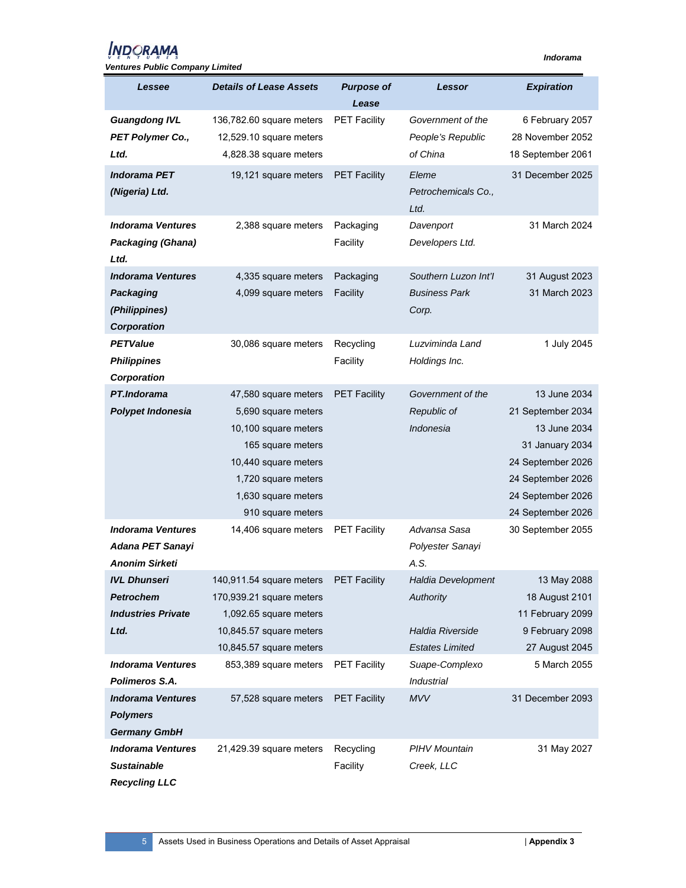| Lessee | Details of Lease Assets | Purpose of Lease | Lessor | Expiration |
|---|---|---|---|---|
| ***Guangdong IVL PET Polymer Co., Ltd.*** | 136,782.60 square meters<br>12,529.10 square meters<br>4,828.38 square meters | PET Facility | *Government of the People's Republic of China* | 6 February 2057<br>28 November 2052<br>18 September 2061 |
| ***Indorama PET (Nigeria) Ltd.*** | 19,121 square meters | PET Facility | *Eleme Petrochemicals Co., Ltd.* | 31 December 2025 |
| ***Indorama Ventures Packaging (Ghana) Ltd.*** | 2,388 square meters | Packaging Facility | *Davenport Developers Ltd.* | 31 March 2024 |
| ***Indorama Ventures Packaging (Philippines) Corporation*** | 4,335 square meters<br>4,099 square meters | Packaging Facility | *Southern Luzon Int'l Business Park Corp.* | 31 August 2023<br>31 March 2023 |
| ***PETValue Philippines Corporation*** | 30,086 square meters | Recycling Facility | *Luzviminda Land Holdings Inc.* | 1 July 2045 |
| ***PT.Indorama Polypet Indonesia*** | 47,580 square meters<br>5,690 square meters<br>10,100 square meters<br>165 square meters<br>10,440 square meters<br>1,720 square meters<br>1,630 square meters<br>910 square meters | PET Facility | *Government of the Republic of Indonesia* | 13 June 2034<br>21 September 2034<br>13 June 2034<br>31 January 2034<br>24 September 2026<br>24 September 2026<br>24 September 2026<br>24 September 2026 |
| ***Indorama Ventures Adana PET Sanayi Anonim Sirketi*** | 14,406 square meters | PET Facility | *Advansa Sasa Polyester Sanayi A.S.* | 30 September 2055 |
| ***IVL Dhunseri Petrochem Industries Private Ltd.*** | 140,911.54 square meters<br>170,939.21 square meters<br>1,092.65 square meters<br>10,845.57 square meters<br>10,845.57 square meters | PET Facility | *Haldia Development Authority*<br><br><br>*Haldia Riverside Estates Limited* | 13 May 2088<br>18 August 2101<br>11 February 2099<br>9 February 2098<br>27 August 2045 |
| ***Indorama Ventures Polimeros S.A.*** | 853,389 square meters | PET Facility | *Suape-Complexo Industrial* | 5 March 2055 |
| ***Indorama Ventures Polymers Germany GmbH*** | 57,528 square meters | PET Facility | *MVV* | 31 December 2093 |
| ***Indorama Ventures Sustainable Recycling LLC*** | 21,429.39 square meters | Recycling Facility | *PIHV Mountain Creek, LLC* | 31 May 2027 |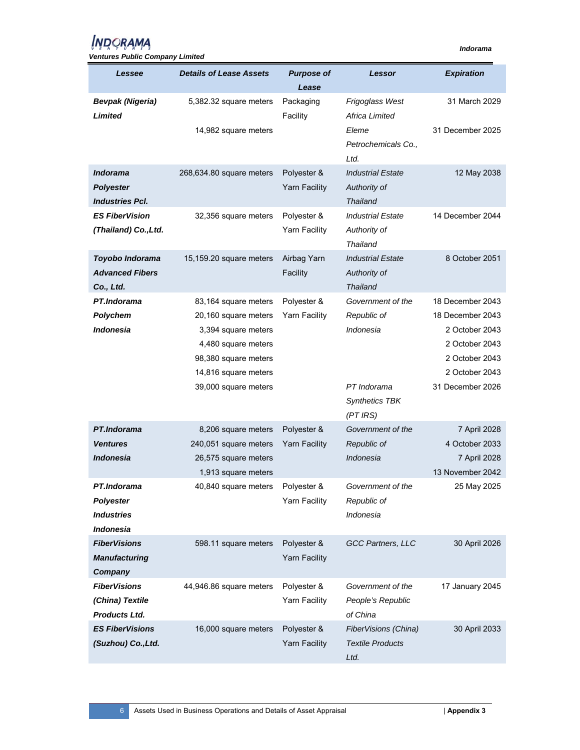| Lessee | Details of Lease Assets | Purpose of Lease | Lessor | Expiration |
|---|---|---|---|---|
| ***Bevpak (Nigeria) Limited*** | 5,382.32 square meters | Packaging Facility | *Frigoglass West Africa Limited* | 31 March 2029 |
| | 14,982 square meters | | *Eleme Petrochemicals Co., Ltd.* | 31 December 2025 |
| ***Indorama Polyester Industries Pcl.*** | 268,634.80 square meters | Polyester & Yarn Facility | *Industrial Estate Authority of Thailand* | 12 May 2038 |
| ***ES FiberVision (Thailand) Co.,Ltd.*** | 32,356 square meters | Polyester & Yarn Facility | *Industrial Estate Authority of Thailand* | 14 December 2044 |
| ***Toyobo Indorama Advanced Fibers Co., Ltd.*** | 15,159.20 square meters | Airbag Yarn Facility | *Industrial Estate Authority of Thailand* | 8 October 2051 |
| ***PT.Indorama Polychem Indonesia*** | 83,164 square meters | Polyester & Yarn Facility | *Government of the Republic of Indonesia* | 18 December 2043 |
| | 20,160 square meters | | | 18 December 2043 |
| | 3,394 square meters | | | 2 October 2043 |
| | 4,480 square meters | | | 2 October 2043 |
| | 98,380 square meters | | | 2 October 2043 |
| | 14,816 square meters | | | 2 October 2043 |
| | 39,000 square meters | | *PT Indorama Synthetics TBK (PT IRS)* | 31 December 2026 |
| ***PT.Indorama Ventures Indonesia*** | 8,206 square meters | Polyester & Yarn Facility | *Government of the Republic of Indonesia* | 7 April 2028 |
| | 240,051 square meters | | | 4 October 2033 |
| | 26,575 square meters | | | 7 April 2028 |
| | 1,913 square meters | | | 13 November 2042 |
| ***PT.Indorama Polyester Industries Indonesia*** | 40,840 square meters | Polyester & Yarn Facility | *Government of the Republic of Indonesia* | 25 May 2025 |
| ***FiberVisions Manufacturing Company*** | 598.11 square meters | Polyester & Yarn Facility | *GCC Partners, LLC* | 30 April 2026 |
| ***FiberVisions (China) Textile Products Ltd.*** | 44,946.86 square meters | Polyester & Yarn Facility | *Government of the People's Republic of China* | 17 January 2045 |
| ***ES FiberVisions (Suzhou) Co.,Ltd.*** | 16,000 square meters | Polyester & Yarn Facility | *FiberVisions (China) Textile Products Ltd.* | 30 April 2033 |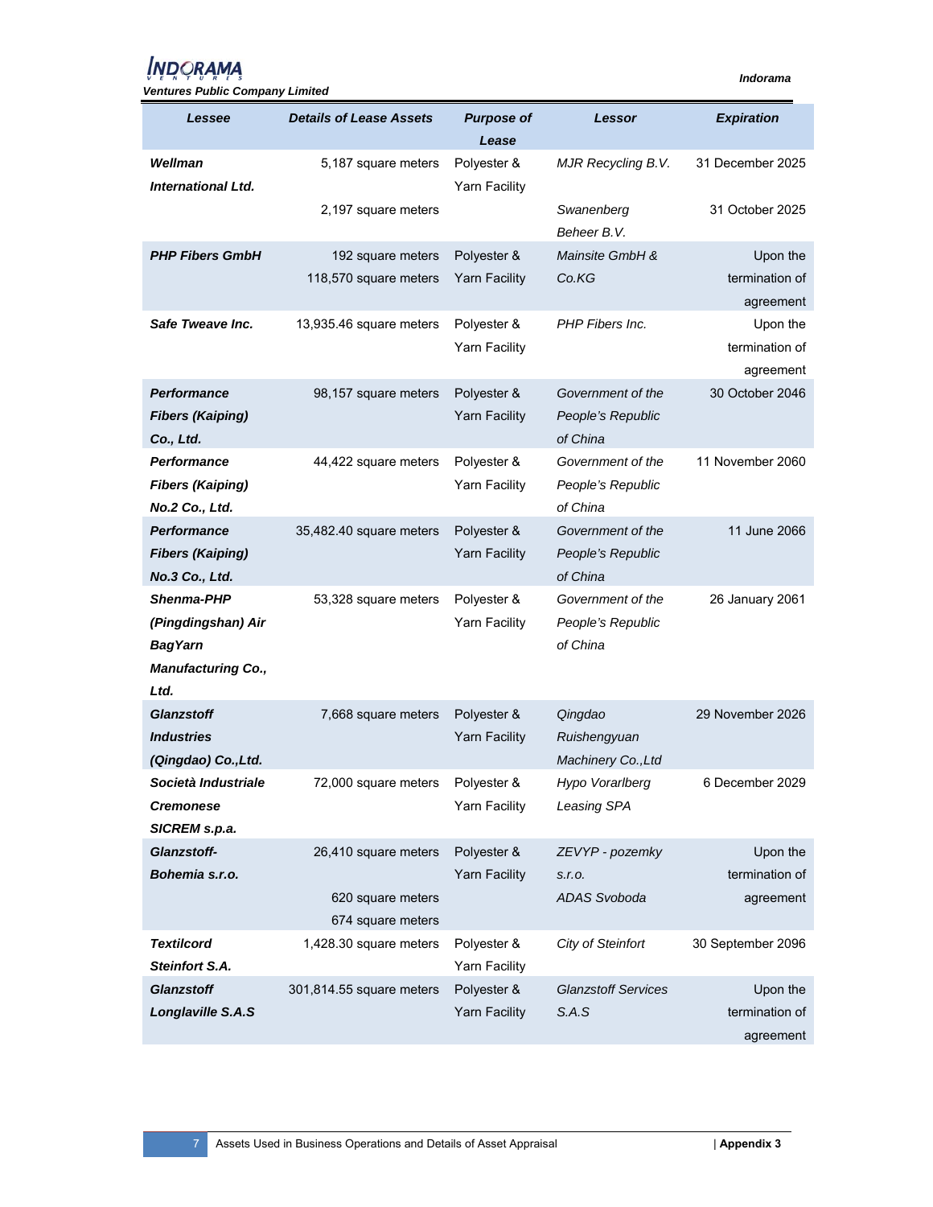| Lessee | Details of Lease Assets | Purpose of Lease | Lessor | Expiration |
|---|---|---|---|---|
| ***Wellman International Ltd.*** | 5,187 square meters | Polyester & Yarn Facility | *MJR Recycling B.V.* | 31 December 2025 |
| | 2,197 square meters | | *Swanenberg Beheer B.V.* | 31 October 2025 |
| ***PHP Fibers GmbH*** | 192 square meters<br>118,570 square meters | Polyester & Yarn Facility | *Mainsite GmbH & Co.KG* | Upon the termination of agreement |
| ***Safe Tweave Inc.*** | 13,935.46 square meters | Polyester & Yarn Facility | *PHP Fibers Inc.* | Upon the termination of agreement |
| ***Performance Fibers (Kaiping) Co., Ltd.*** | 98,157 square meters | Polyester & Yarn Facility | *Government of the People's Republic of China* | 30 October 2046 |
| ***Performance Fibers (Kaiping) No.2 Co., Ltd.*** | 44,422 square meters | Polyester & Yarn Facility | *Government of the People's Republic of China* | 11 November 2060 |
| ***Performance Fibers (Kaiping) No.3 Co., Ltd.*** | 35,482.40 square meters | Polyester & Yarn Facility | *Government of the People's Republic of China* | 11 June 2066 |
| ***Shenma-PHP (Pingdingshan) Air BagYarn Manufacturing Co., Ltd.*** | 53,328 square meters | Polyester & Yarn Facility | *Government of the People's Republic of China* | 26 January 2061 |
| ***Glanzstoff Industries (Qingdao) Co.,Ltd.*** | 7,668 square meters | Polyester & Yarn Facility | *Qingdao Ruishengyuan Machinery Co.,Ltd* | 29 November 2026 |
| ***Società Industriale Cremonese SICREM s.p.a.*** | 72,000 square meters | Polyester & Yarn Facility | *Hypo Vorarlberg Leasing SPA* | 6 December 2029 |
| ***Glanzstoff-Bohemia s.r.o.*** | 26,410 square meters | Polyester & Yarn Facility | *ZEVYP - pozemky s.r.o.* | Upon the termination of agreement |
| | 620 square meters<br>674 square meters | | *ADAS Svoboda* | |
| ***Textilcord Steinfort S.A.*** | 1,428.30 square meters | Polyester & Yarn Facility | *City of Steinfort* | 30 September 2096 |
| ***Glanzstoff Longlaville S.A.S*** | 301,814.55 square meters | Polyester & Yarn Facility | *Glanzstoff Services S.A.S* | Upon the termination of agreement |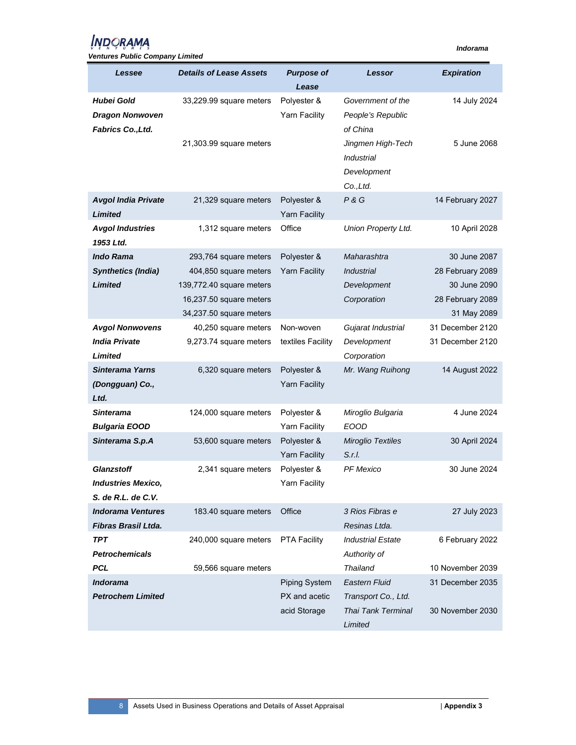| Lessee | Details of Lease Assets | Purpose of Lease | Lessor | Expiration |
|---|---|---|---|---|
| ***Hubei Gold Dragon Nonwoven Fabrics Co.,Ltd.*** | 33,229.99 square meters | Polyester & Yarn Facility | *Government of the People's Republic of China* | 14 July 2024 |
| | 21,303.99 square meters | | *Jingmen High-Tech Industrial Development Co.,Ltd.* | 5 June 2068 |
| ***Avgol India Private Limited*** | 21,329 square meters | Polyester & Yarn Facility | *P & G* | 14 February 2027 |
| ***Avgol Industries 1953 Ltd.*** | 1,312 square meters | Office | *Union Property Ltd.* | 10 April 2028 |
| ***Indo Rama Synthetics (India) Limited*** | 293,764 square meters<br>404,850 square meters<br>139,772.40 square meters<br>16,237.50 square meters<br>34,237.50 square meters | Polyester & Yarn Facility | *Maharashtra Industrial Development Corporation* | 30 June 2087<br>28 February 2089<br>30 June 2090<br>28 February 2089<br>31 May 2089 |
| ***Avgol Nonwovens India Private Limited*** | 40,250 square meters<br>9,273.74 square meters | Non-woven textiles Facility | *Gujarat Industrial Development Corporation* | 31 December 2120<br>31 December 2120 |
| ***Sinterama Yarns (Dongguan) Co., Ltd.*** | 6,320 square meters | Polyester & Yarn Facility | *Mr. Wang Ruihong* | 14 August 2022 |
| ***Sinterama Bulgaria EOOD*** | 124,000 square meters | Polyester & Yarn Facility | *Miroglio Bulgaria EOOD* | 4 June 2024 |
| ***Sinterama S.p.A*** | 53,600 square meters | Polyester & Yarn Facility | *Miroglio Textiles S.r.l.* | 30 April 2024 |
| ***Glanzstoff Industries Mexico, S. de R.L. de C.V.*** | 2,341 square meters | Polyester & Yarn Facility | *PF Mexico* | 30 June 2024 |
| ***Indorama Ventures Fibras Brasil Ltda.*** | 183.40 square meters | Office | *3 Rios Fibras e Resinas Ltda.* | 27 July 2023 |
| ***TPT Petrochemicals PCL*** | 240,000 square meters<br>59,566 square meters | PTA Facility | *Industrial Estate Authority of Thailand* | 6 February 2022<br>10 November 2039 |
| ***Indorama Petrochem Limited*** | | Piping System<br>PX and acetic acid Storage | *Eastern Fluid Transport Co., Ltd.*<br>*Thai Tank Terminal Limited* | 31 December 2035<br>30 November 2030 |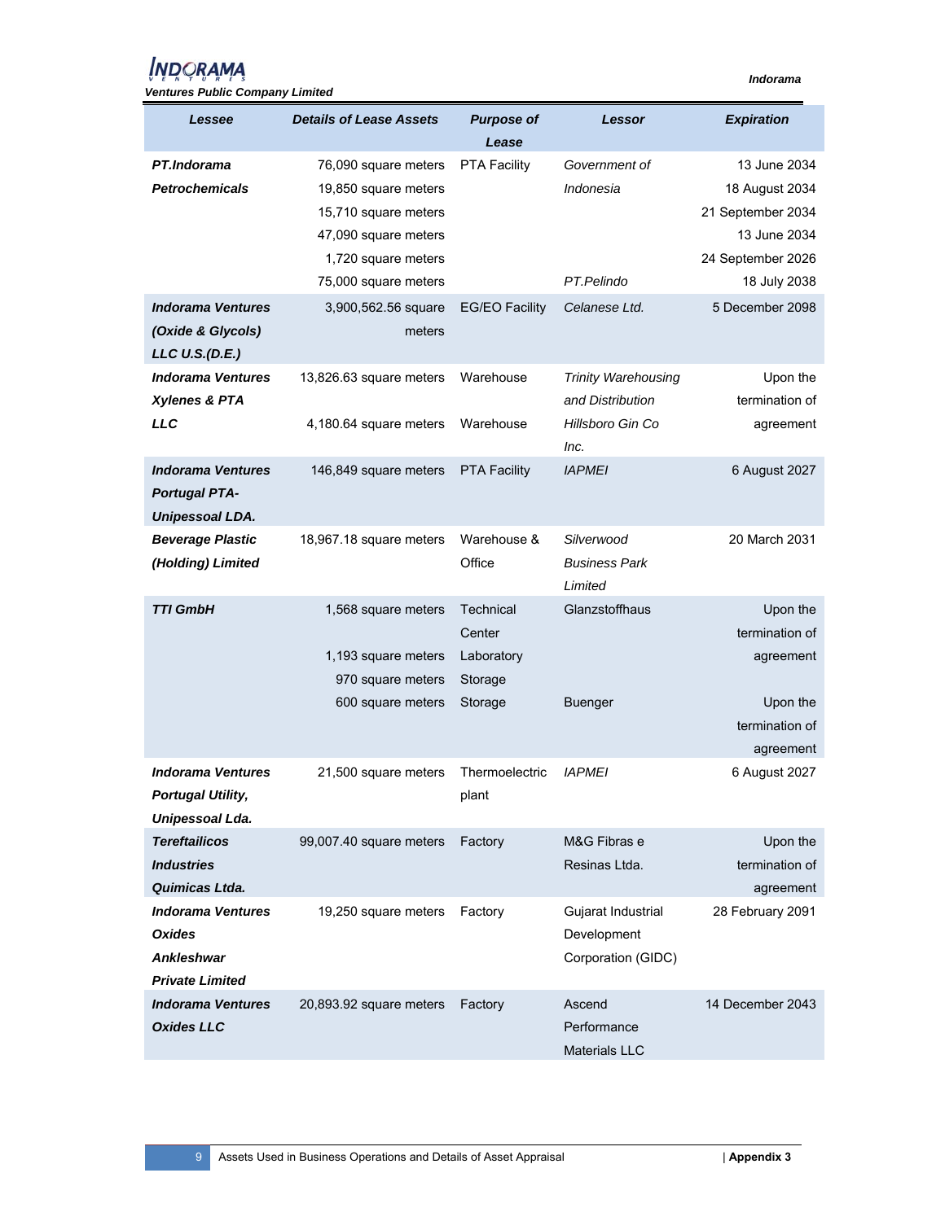| *Lessee* | *Details of Lease Assets* | *Purpose of Lease* | *Lessor* | *Expiration* |
|---|---|---|---|---|
| ***PT.Indorama Petrochemicals*** | 76,090 square meters | PTA Facility | *Government of Indonesia* | 13 June 2034 |
| | 19,850 square meters | | | 18 August 2034 |
| | 15,710 square meters | | | 21 September 2034 |
| | 47,090 square meters | | | 13 June 2034 |
| | 1,720 square meters | | | 24 September 2026 |
| | 75,000 square meters | | *PT.Pelindo* | 18 July 2038 |
| ***Indorama Ventures (Oxide & Glycols) LLC U.S.(D.E.)*** | 3,900,562.56 square meters | EG/EO Facility | *Celanese Ltd.* | 5 December 2098 |
| ***Indorama Ventures Xylenes & PTA LLC*** | 13,826.63 square meters | Warehouse | *Trinity Warehousing and Distribution* | Upon the termination of agreement |
| | 4,180.64 square meters | Warehouse | *Hillsboro Gin Co Inc.* | |
| ***Indorama Ventures Portugal PTA-Unipessoal LDA.*** | 146,849 square meters | PTA Facility | *IAPMEI* | 6 August 2027 |
| ***Beverage Plastic (Holding) Limited*** | 18,967.18 square meters | Warehouse & Office | *Silverwood Business Park Limited* | 20 March 2031 |
| ***TTI GmbH*** | 1,568 square meters | Technical Center | Glanzstoffhaus | Upon the termination of agreement |
| | 1,193 square meters | Laboratory | | |
| | 970 square meters | Storage | | |
| | 600 square meters | Storage | Buenger | Upon the termination of agreement |
| ***Indorama Ventures Portugal Utility, Unipessoal Lda.*** | 21,500 square meters | Thermoelectric plant | *IAPMEI* | 6 August 2027 |
| ***Tereftailicos Industries Quimicas Ltda.*** | 99,007.40 square meters | Factory | M&G Fibras e Resinas Ltda. | Upon the termination of agreement |
| ***Indorama Ventures Oxides Ankleshwar Private Limited*** | 19,250 square meters | Factory | Gujarat Industrial Development Corporation (GIDC) | 28 February 2091 |
| ***Indorama Ventures Oxides LLC*** | 20,893.92 square meters | Factory | Ascend Performance Materials LLC | 14 December 2043 |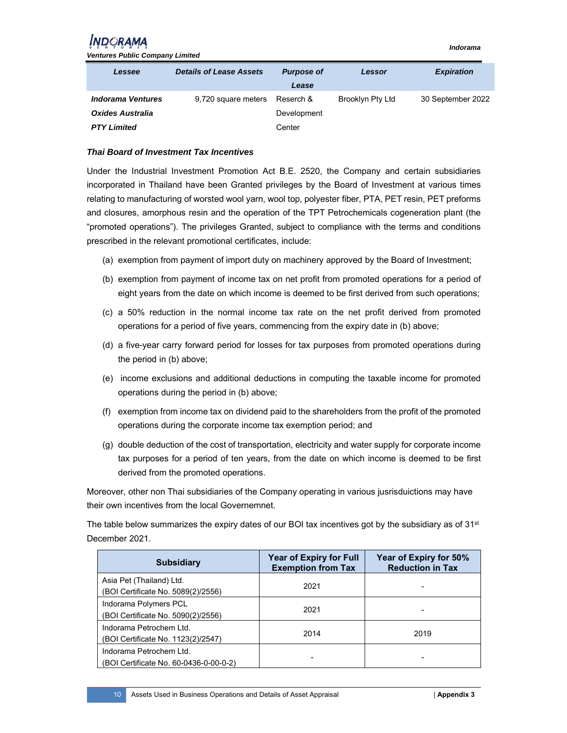| Lessee | Details of Lease Assets | Purpose of Lease | Lessor | Expiration |
|---|---|---|---|---|
| ***Indorama Ventures Oxides Australia PTY Limited*** | 9,720 square meters | Reserch & Development Center | Brooklyn Pty Ltd | 30 September 2022 |

### *Thai Board of Investment Tax Incentives*

Under the Industrial Investment Promotion Act B.E. 2520, the Company and certain subsidiaries incorporated in Thailand have been Granted privileges by the Board of Investment at various times relating to manufacturing of worsted wool yarn, wool top, polyester fiber, PTA, PET resin, PET preforms and closures, amorphous resin and the operation of the TPT Petrochemicals cogeneration plant (the "promoted operations"). The privileges Granted, subject to compliance with the terms and conditions prescribed in the relevant promotional certificates, include:

(a) exemption from payment of import duty on machinery approved by the Board of Investment;

(b) exemption from payment of income tax on net profit from promoted operations for a period of eight years from the date on which income is deemed to be first derived from such operations;

(c) a 50% reduction in the normal income tax rate on the net profit derived from promoted operations for a period of five years, commencing from the expiry date in (b) above;

(d) a five-year carry forward period for losses for tax purposes from promoted operations during the period in (b) above;

(e) income exclusions and additional deductions in computing the taxable income for promoted operations during the period in (b) above;

(f) exemption from income tax on dividend paid to the shareholders from the profit of the promoted operations during the corporate income tax exemption period; and

(g) double deduction of the cost of transportation, electricity and water supply for corporate income tax purposes for a period of ten years, from the date on which income is deemed to be first derived from the promoted operations.

Moreover, other non Thai subsidiaries of the Company operating in various jusrisduictions may have their own incentives from the local Governemnet.

The table below summarizes the expiry dates of our BOI tax incentives got by the subsidiary as of 31st December 2021.

| Subsidiary | Year of Expiry for Full Exemption from Tax | Year of Expiry for 50% Reduction in Tax |
|---|---|---|
| Asia Pet (Thailand) Ltd. (BOI Certificate No. 5089(2)/2556) | 2021 | - |
| Indorama Polymers PCL (BOI Certificate No. 5090(2)/2556) | 2021 | - |
| Indorama Petrochem Ltd. (BOI Certificate No. 1123(2)/2547) | 2014 | 2019 |
| Indorama Petrochem Ltd. (BOI Certificate No. 60-0436-0-00-0-2) | - | - |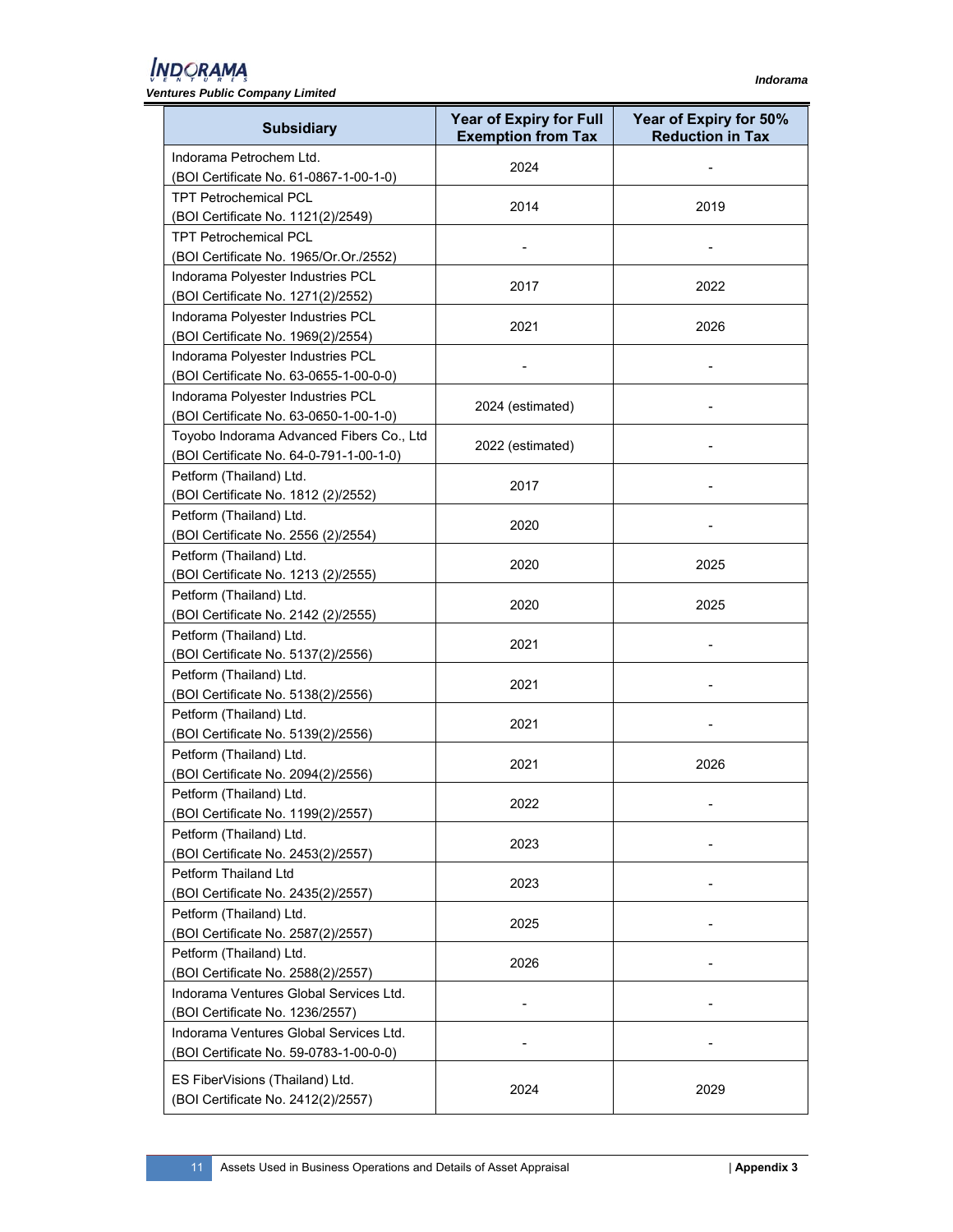| Subsidiary | Year of Expiry for Full Exemption from Tax | Year of Expiry for 50% Reduction in Tax |
| --- | --- | --- |
| Indorama Petrochem Ltd. (BOI Certificate No. 61-0867-1-00-1-0) | 2024 | - |
| TPT Petrochemical PCL (BOI Certificate No. 1121(2)/2549) | 2014 | 2019 |
| TPT Petrochemical PCL (BOI Certificate No. 1965/Or.Or./2552) | - | - |
| Indorama Polyester Industries PCL (BOI Certificate No. 1271(2)/2552) | 2017 | 2022 |
| Indorama Polyester Industries PCL (BOI Certificate No. 1969(2)/2554) | 2021 | 2026 |
| Indorama Polyester Industries PCL (BOI Certificate No. 63-0655-1-00-0-0) | - | - |
| Indorama Polyester Industries PCL (BOI Certificate No. 63-0650-1-00-1-0) | 2024 (estimated) | - |
| Toyobo Indorama Advanced Fibers Co., Ltd (BOI Certificate No. 64-0-791-1-00-1-0) | 2022 (estimated) | - |
| Petform (Thailand) Ltd. (BOI Certificate No. 1812 (2)/2552) | 2017 | - |
| Petform (Thailand) Ltd. (BOI Certificate No. 2556 (2)/2554) | 2020 | - |
| Petform (Thailand) Ltd. (BOI Certificate No. 1213 (2)/2555) | 2020 | 2025 |
| Petform (Thailand) Ltd. (BOI Certificate No. 2142 (2)/2555) | 2020 | 2025 |
| Petform (Thailand) Ltd. (BOI Certificate No. 5137(2)/2556) | 2021 | - |
| Petform (Thailand) Ltd. (BOI Certificate No. 5138(2)/2556) | 2021 | - |
| Petform (Thailand) Ltd. (BOI Certificate No. 5139(2)/2556) | 2021 | - |
| Petform (Thailand) Ltd. (BOI Certificate No. 2094(2)/2556) | 2021 | 2026 |
| Petform (Thailand) Ltd. (BOI Certificate No. 1199(2)/2557) | 2022 | - |
| Petform (Thailand) Ltd. (BOI Certificate No. 2453(2)/2557) | 2023 | - |
| Petform Thailand Ltd (BOI Certificate No. 2435(2)/2557) | 2023 | - |
| Petform (Thailand) Ltd. (BOI Certificate No. 2587(2)/2557) | 2025 | - |
| Petform (Thailand) Ltd. (BOI Certificate No. 2588(2)/2557) | 2026 | - |
| Indorama Ventures Global Services Ltd. (BOI Certificate No. 1236/2557) | - | - |
| Indorama Ventures Global Services Ltd. (BOI Certificate No. 59-0783-1-00-0-0) | - | - |
| ES FiberVisions (Thailand) Ltd. (BOI Certificate No. 2412(2)/2557) | 2024 | 2029 |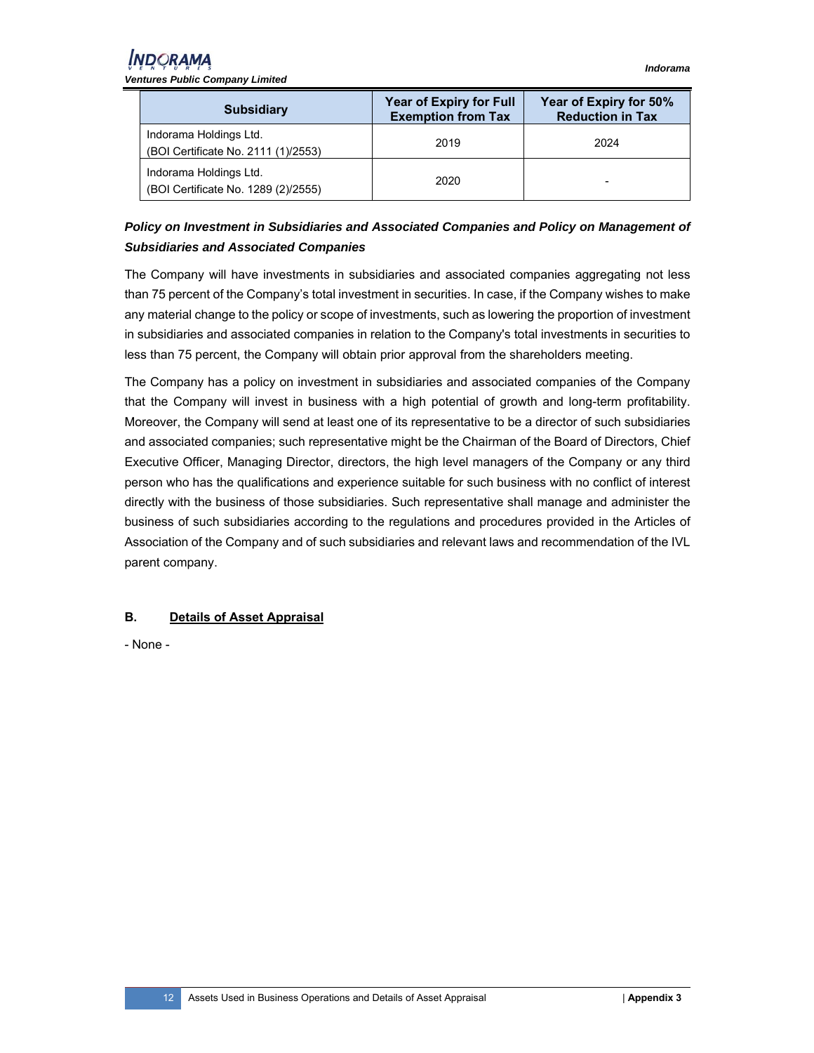| Subsidiary | Year of Expiry for Full Exemption from Tax | Year of Expiry for 50% Reduction in Tax |
|---|---|---|
| Indorama Holdings Ltd. (BOI Certificate No. 2111 (1)/2553) | 2019 | 2024 |
| Indorama Holdings Ltd. (BOI Certificate No. 1289 (2)/2555) | 2020 | - |

***Policy on Investment in Subsidiaries and Associated Companies and Policy on Management of Subsidiaries and Associated Companies***

The Company will have investments in subsidiaries and associated companies aggregating not less than 75 percent of the Company's total investment in securities. In case, if the Company wishes to make any material change to the policy or scope of investments, such as lowering the proportion of investment in subsidiaries and associated companies in relation to the Company's total investments in securities to less than 75 percent, the Company will obtain prior approval from the shareholders meeting.

The Company has a policy on investment in subsidiaries and associated companies of the Company that the Company will invest in business with a high potential of growth and long-term profitability. Moreover, the Company will send at least one of its representative to be a director of such subsidiaries and associated companies; such representative might be the Chairman of the Board of Directors, Chief Executive Officer, Managing Director, directors, the high level managers of the Company or any third person who has the qualifications and experience suitable for such business with no conflict of interest directly with the business of those subsidiaries. Such representative shall manage and administer the business of such subsidiaries according to the regulations and procedures provided in the Articles of Association of the Company and of such subsidiaries and relevant laws and recommendation of the IVL parent company.

**B. <u>Details of Asset Appraisal</u>**

- None -